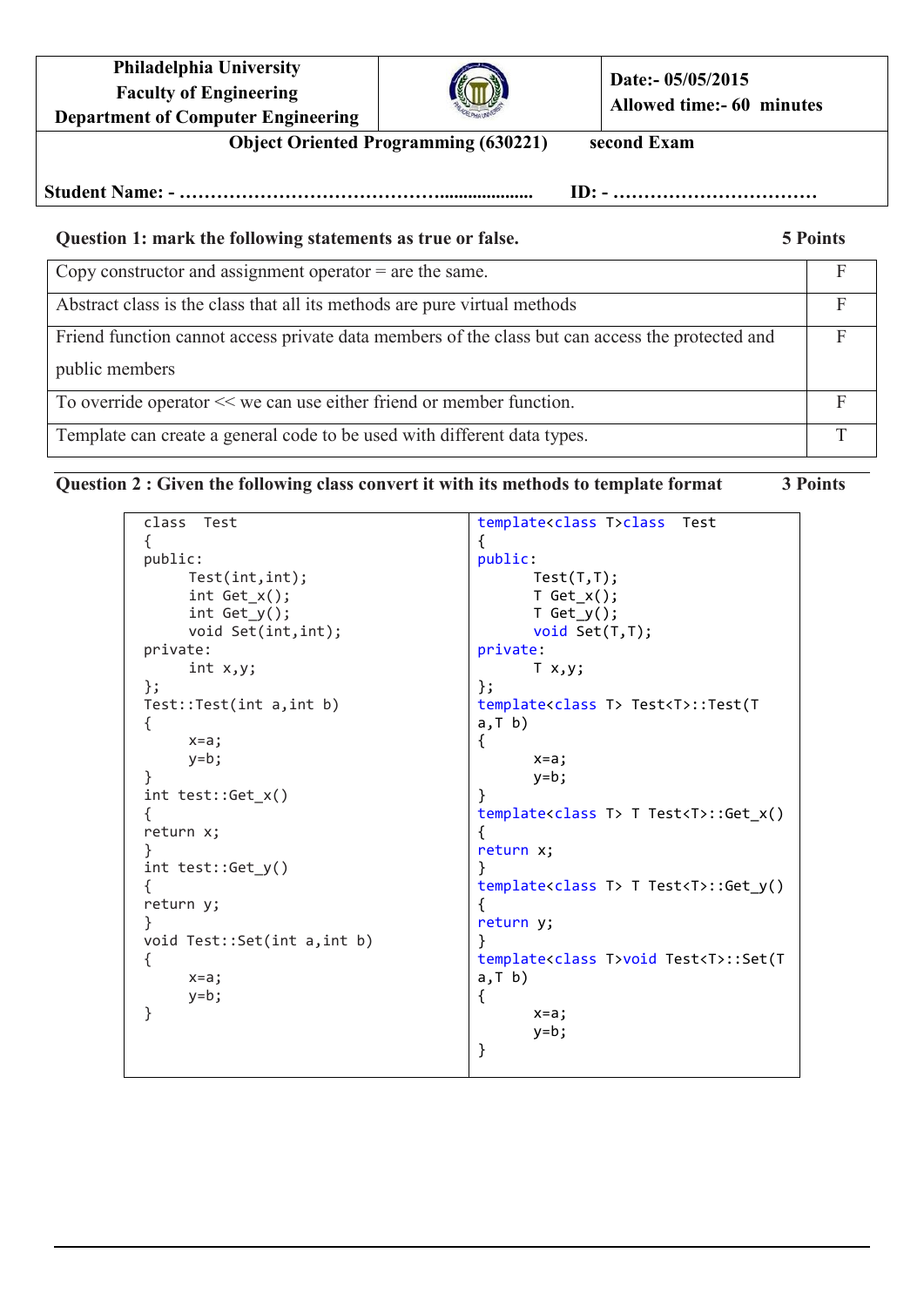| Philadelphia University<br>Faculty of Engineering<br>Department of Computer Engineering | | Date:- 05/05/2015<br>Allowed time:- 60 minutes |
|---|---|---|

**Object Oriented Programming (630221)    second Exam**

**Student Name: - …………………………………….................... ID: - ……………………………**

**Question 1: mark the following statements as true or false.** **5 Points**

| | |
|---|---|
| Copy constructor and assignment operator = are the same. | F |
| Abstract class is the class that all its methods are pure virtual methods | F |
| Friend function cannot access private data members of the class but can access the protected and public members | F |
| To override operator << we can use either friend or member function. | F |
| Template can create a general code to be used with different data types. | T |

**Question 2 : Given the following class convert it with its methods to template format** **3 Points**

```
class  Test
{
public:
      Test(int,int);
      int Get_x();
      int Get_y();
      void Set(int,int);
private:
      int x,y;
};
Test::Test(int a,int b)
{
      x=a;
      y=b;
}
int test::Get_x()
{
return x;
}
int test::Get_y()
{
return y;
}
void Test::Set(int a,int b)
{
      x=a;
      y=b;
}
```

```
template<class T>class  Test
{
public:
      Test(T,T);
      T Get_x();
      T Get_y();
      void Set(T,T);
private:
      T x,y;
};
template<class T> Test<T>::Test(T a,T b)
{
      x=a;
      y=b;
}
template<class T> T Test<T>::Get_x()
{
return x;
}
template<class T> T Test<T>::Get_y()
{
return y;
}
template<class T>void Test<T>::Set(T a,T b)
{
      x=a;
      y=b;
}
```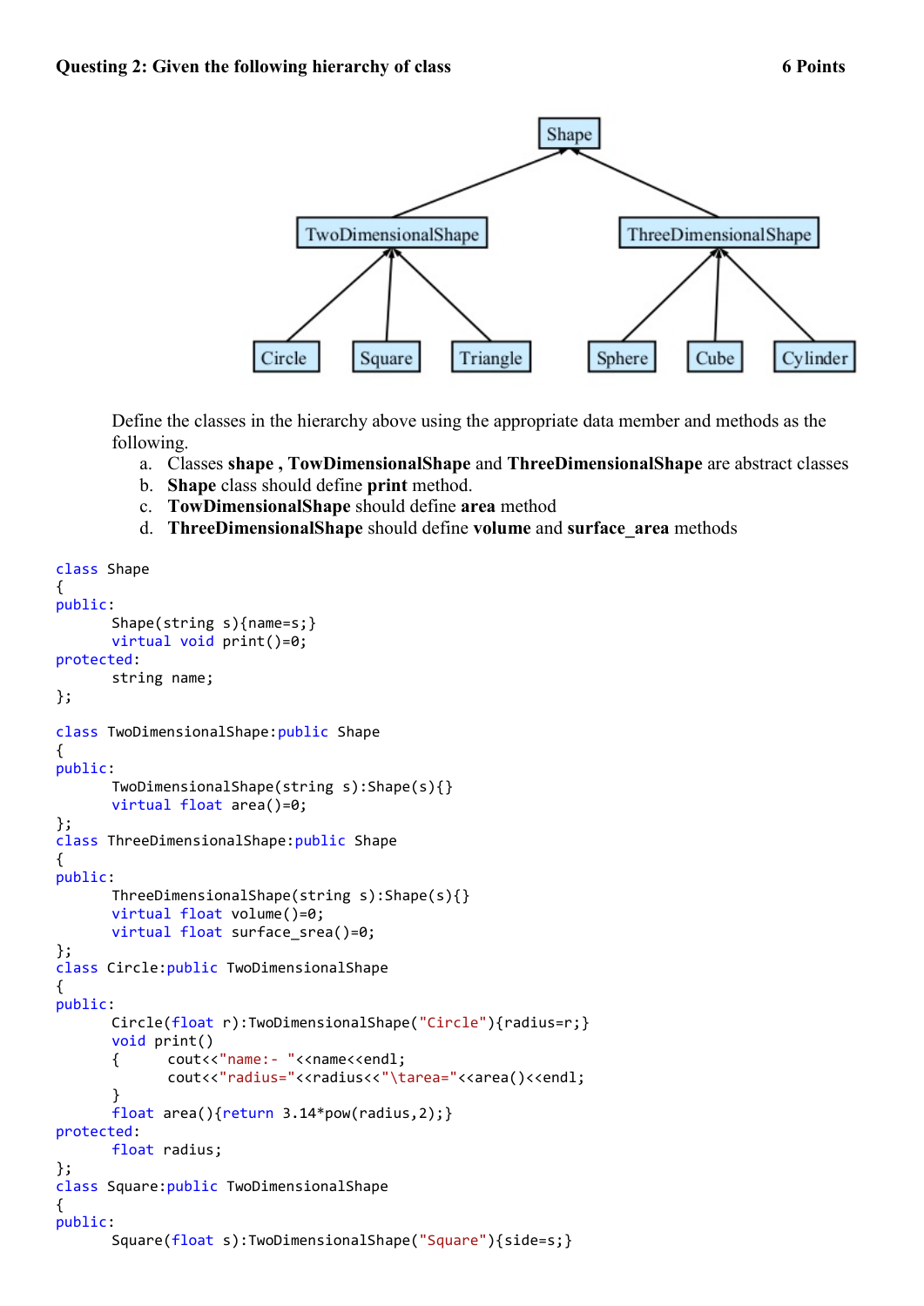**Questing 2: Given the following hierarchy of class** **6 Points**

Shape

TwoDimensionalShape

ThreeDimensionalShape

Circle

Square

Triangle

Sphere

Cube

Cylinder

Define the classes in the hierarchy above using the appropriate data member and methods as the following.

a. Classes **shape , TowDimensionalShape** and **ThreeDimensionalShape** are abstract classes
b. **Shape** class should define **print** method.
c. **TowDimensionalShape** should define **area** method
d. **ThreeDimensionalShape** should define **volume** and **surface_area** methods

```
class Shape
{
public:
	Shape(string s){name=s;}
	virtual void print()=0;
protected:
	string name;
};

class TwoDimensionalShape:public Shape
{
public:
	TwoDimensionalShape(string s):Shape(s){}
	virtual float area()=0;
};
class ThreeDimensionalShape:public Shape
{
public:
	ThreeDimensionalShape(string s):Shape(s){}
	virtual float volume()=0;
	virtual float surface_srea()=0;
};
class Circle:public TwoDimensionalShape
{
public:
	Circle(float r):TwoDimensionalShape("Circle"){radius=r;}
	void print()
	{	cout<<"name:- "<<name<<endl;
		cout<<"radius="<<radius<<"\tarea="<<area()<<endl;
	}
	float area(){return 3.14*pow(radius,2);}
protected:
	float radius;
};
class Square:public TwoDimensionalShape
{
public:
	Square(float s):TwoDimensionalShape("Square"){side=s;}
```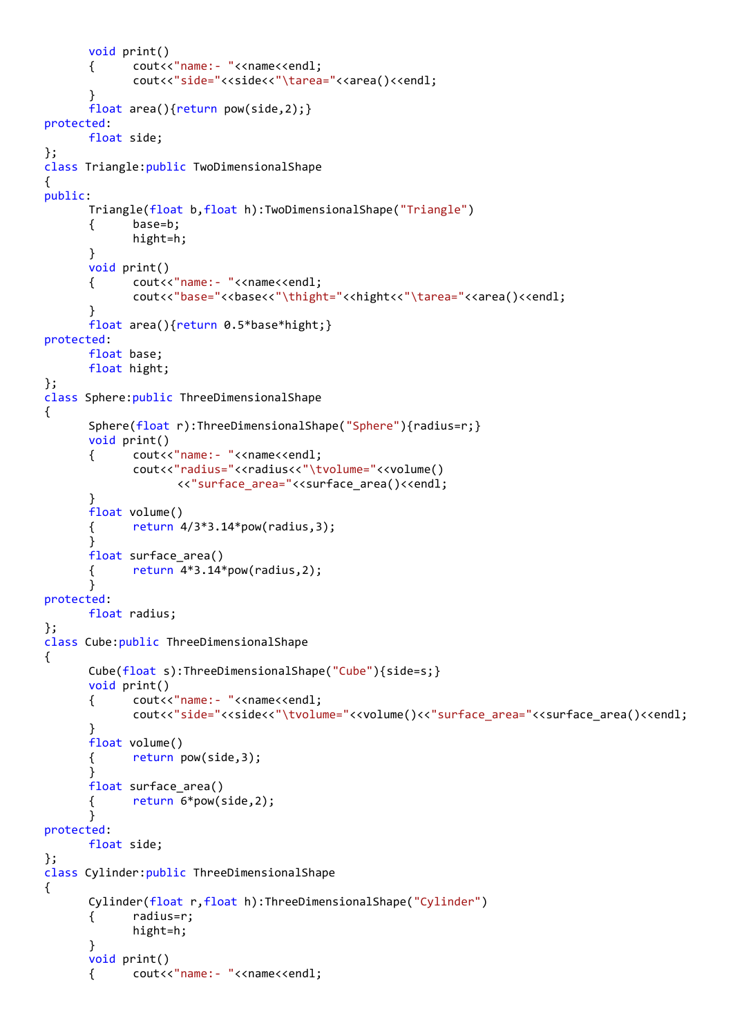```
	void print()
	{	cout<<"name:- "<<name<<endl;
		cout<<"side="<<side<<"\tarea="<<area()<<endl;
	}
	float area(){return pow(side,2);}
protected:
	float side;
};
class Triangle:public TwoDimensionalShape
{
public:
	Triangle(float b,float h):TwoDimensionalShape("Triangle")
	{	base=b;
		hight=h;
	}
	void print()
	{	cout<<"name:- "<<name<<endl;
		cout<<"base="<<base<<"\thight="<<hight<<"\tarea="<<area()<<endl;
	}
	float area(){return 0.5*base*hight;}
protected:
	float base;
	float hight;
};
class Sphere:public ThreeDimensionalShape
{
	Sphere(float r):ThreeDimensionalShape("Sphere"){radius=r;}
	void print()
	{	cout<<"name:- "<<name<<endl;
		cout<<"radius="<<radius<<"\tvolume="<<volume()
			<<"surface_area="<<surface_area()<<endl;
	}
	float volume()
	{	return 4/3*3.14*pow(radius,3);
	}
	float surface_area()
	{	return 4*3.14*pow(radius,2);
	}
protected:
	float radius;
};
class Cube:public ThreeDimensionalShape
{
	Cube(float s):ThreeDimensionalShape("Cube"){side=s;}
	void print()
	{	cout<<"name:- "<<name<<endl;
		cout<<"side="<<side<<"\tvolume="<<volume()<<"surface_area="<<surface_area()<<endl;
	}
	float volume()
	{	return pow(side,3);
	}
	float surface_area()
	{	return 6*pow(side,2);
	}
protected:
	float side;
};
class Cylinder:public ThreeDimensionalShape
{
	Cylinder(float r,float h):ThreeDimensionalShape("Cylinder")
	{	radius=r;
		hight=h;
	}
	void print()
	{	cout<<"name:- "<<name<<endl;
```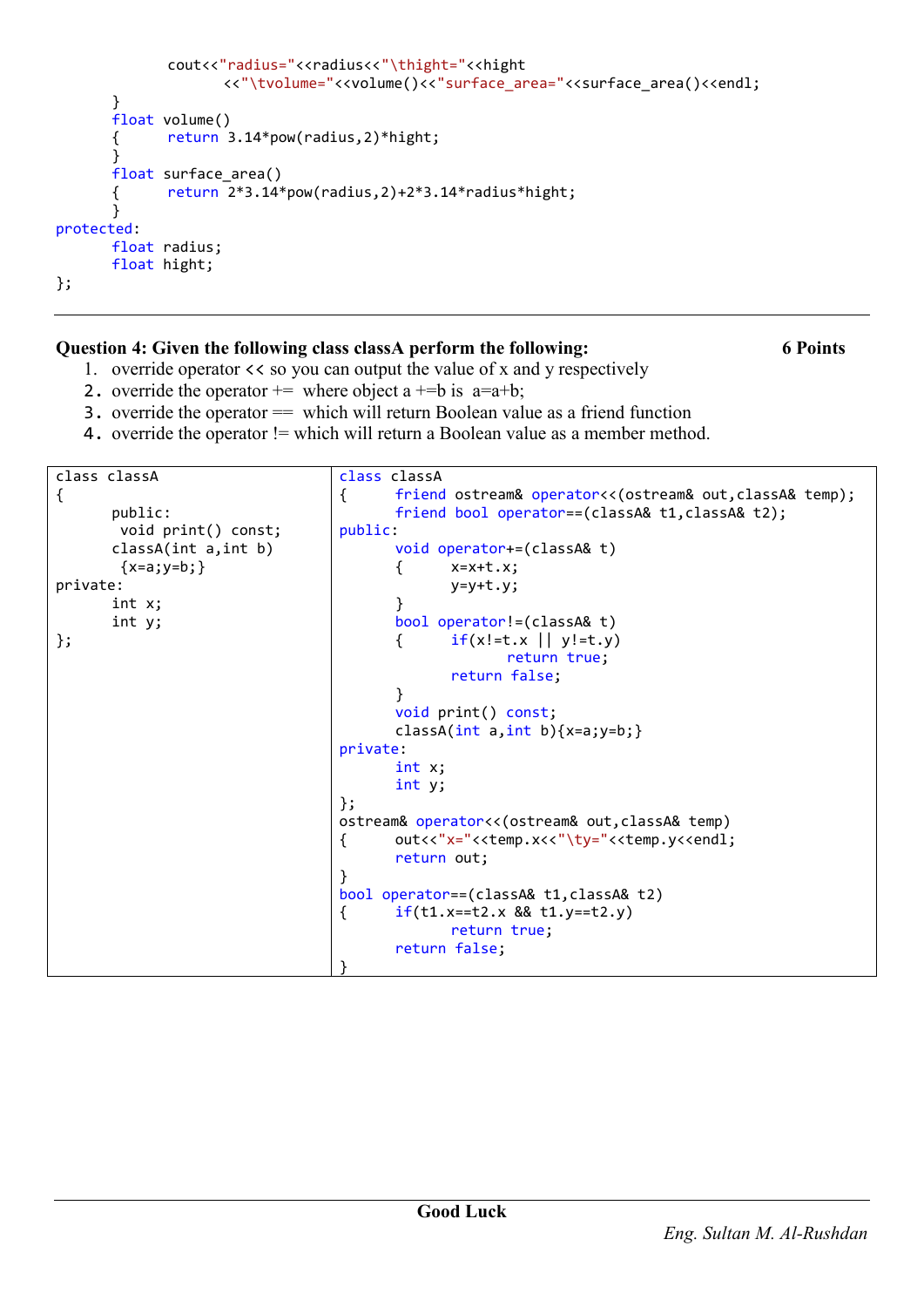```
        cout<<"radius="<<radius<<"\thight="<<hight
            <<"\tvolume="<<volume()<<"surface_area="<<surface_area()<<endl;
    }
    float volume()
    {      return 3.14*pow(radius,2)*hight;
    }
    float surface_area()
    {      return 2*3.14*pow(radius,2)+2*3.14*radius*hight;
    }
protected:
    float radius;
    float hight;
};
```

---

**Question 4: Given the following class classA perform the following:** **6 Points**

1. override operator << so you can output the value of x and y respectively
2. override the operator += where object a +=b is a=a+b;
3. override the operator == which will return Boolean value as a friend function
4. override the operator != which will return a Boolean value as a member method.

```
class classA
{
       public:
        void print() const;
       classA(int a,int b)
        {x=a;y=b;}
private:
       int x;
       int y;
};
```

```
class classA
{      friend ostream& operator<<(ostream& out,classA& temp);
       friend bool operator==(classA& t1,classA& t2);
public:
       void operator+=(classA& t)
       {      x=x+t.x;
              y=y+t.y;
       }
       bool operator!=(classA& t)
       {      if(x!=t.x || y!=t.y)
                     return true;
              return false;
       }
       void print() const;
       classA(int a,int b){x=a;y=b;}
private:
       int x;
       int y;
};
ostream& operator<<(ostream& out,classA& temp)
{      out<<"x="<<temp.x<<"\ty="<<temp.y<<endl;
       return out;
}
bool operator==(classA& t1,classA& t2)
{      if(t1.x==t2.x && t1.y==t2.y)
              return true;
       return false;
}
```

---

**Good Luck**

*Eng. Sultan M. Al-Rushdan*